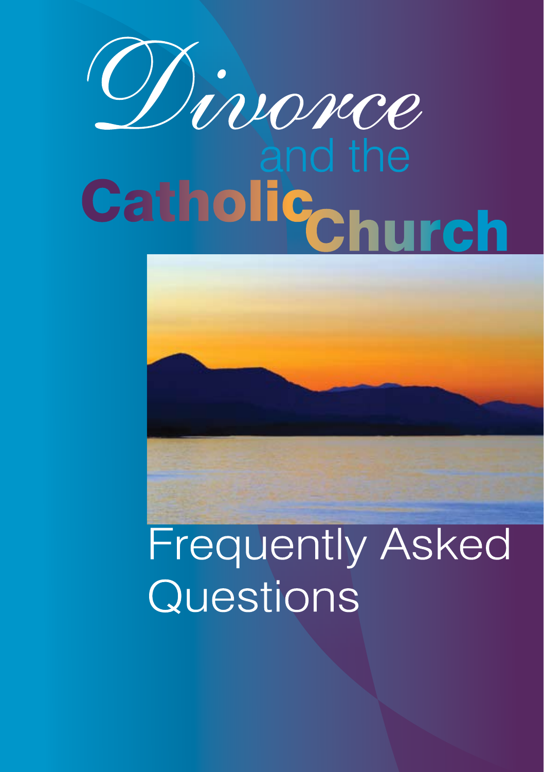# Divorce and the Catholic Church

## Frequently Asked Questions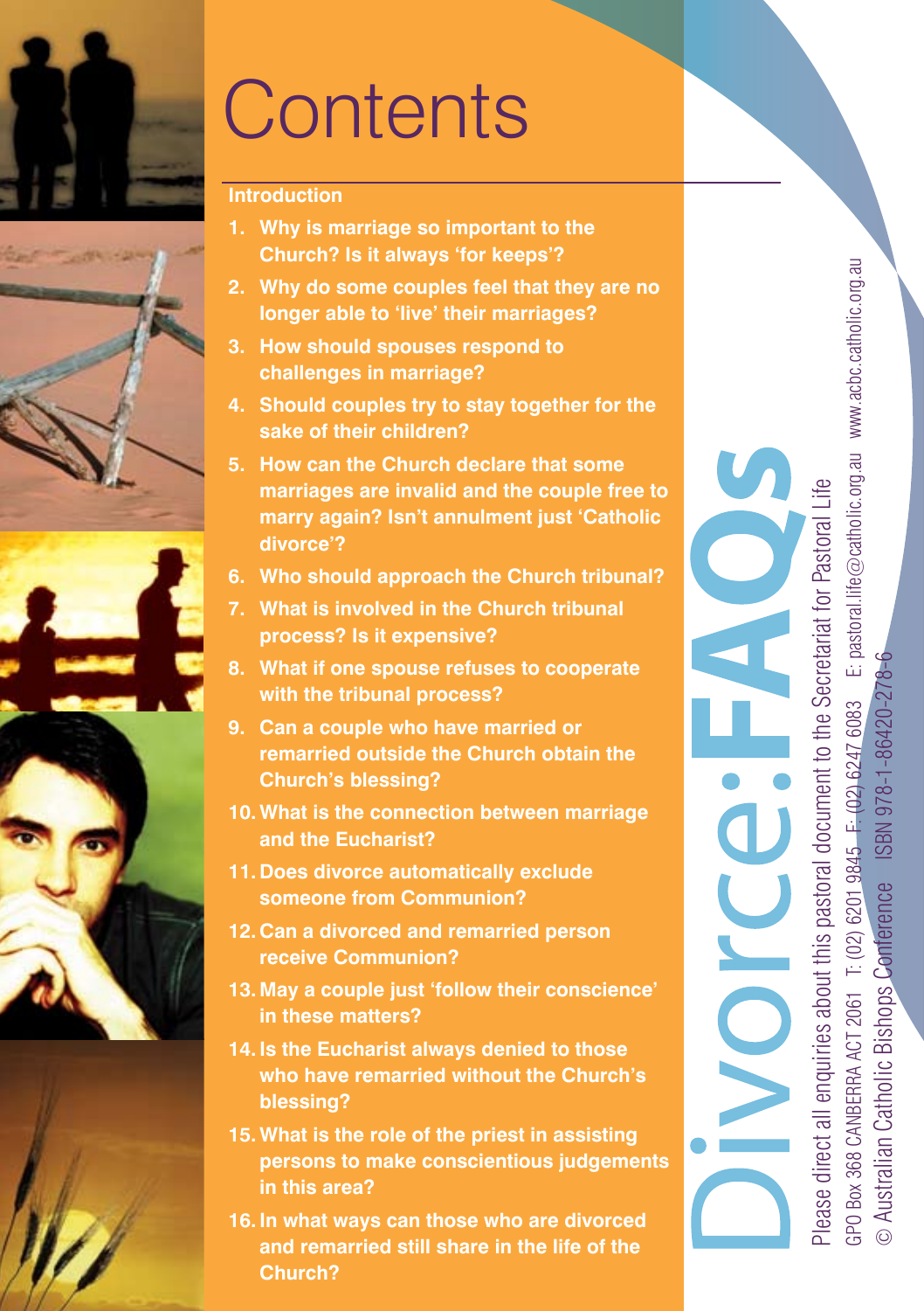# Contents

**Introduction**

1. **Why is marriage so important to the Church? Is it always 'for keeps'?**
2. **Why do some couples feel that they are no longer able to 'live' their marriages?**
3. **How should spouses respond to challenges in marriage?**
4. **Should couples try to stay together for the sake of their children?**
5. **How can the Church declare that some marriages are invalid and the couple free to marry again? Isn't annulment just 'Catholic divorce'?**
6. **Who should approach the Church tribunal?**
7. **What is involved in the Church tribunal process? Is it expensive?**
8. **What if one spouse refuses to cooperate with the tribunal process?**
9. **Can a couple who have married or remarried outside the Church obtain the Church's blessing?**
10. **What is the connection between marriage and the Eucharist?**
11. **Does divorce automatically exclude someone from Communion?**
12. **Can a divorced and remarried person receive Communion?**
13. **May a couple just 'follow their conscience' in these matters?**
14. **Is the Eucharist always denied to those who have remarried without the Church's blessing?**
15. **What is the role of the priest in assisting persons to make conscientious judgements in this area?**
16. **In what ways can those who are divorced and remarried still share in the life of the Church?**

Divorce: FAQs

Please direct all enquiries about this pastoral document to the Secretariat for Pastoral Life

GPO Box 368 CANBERRA ACT 2061 T: (02) 6201 9845 F: (02) 6247 6083 E: pastoral.life@catholic.org.au www.acbc.catholic.org.au

© Australian Catholic Bishops Conference ISBN 978-1-86420-278-6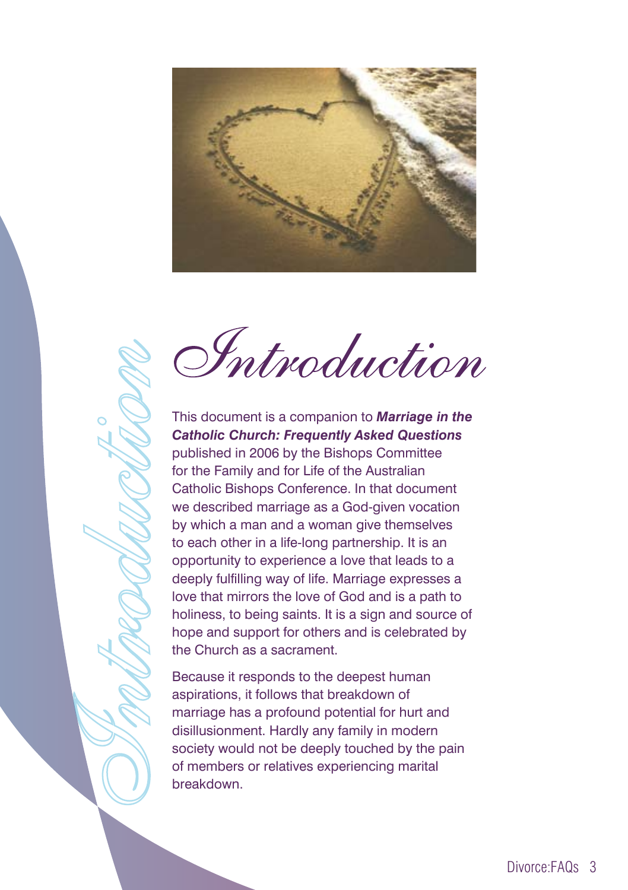# Introduction

This document is a companion to ***Marriage in the Catholic Church: Frequently Asked Questions*** published in 2006 by the Bishops Committee for the Family and for Life of the Australian Catholic Bishops Conference. In that document we described marriage as a God-given vocation by which a man and a woman give themselves to each other in a life-long partnership. It is an opportunity to experience a love that leads to a deeply fulfilling way of life. Marriage expresses a love that mirrors the love of God and is a path to holiness, to being saints. It is a sign and source of hope and support for others and is celebrated by the Church as a sacrament.

Because it responds to the deepest human aspirations, it follows that breakdown of marriage has a profound potential for hurt and disillusionment. Hardly any family in modern society would not be deeply touched by the pain of members or relatives experiencing marital breakdown.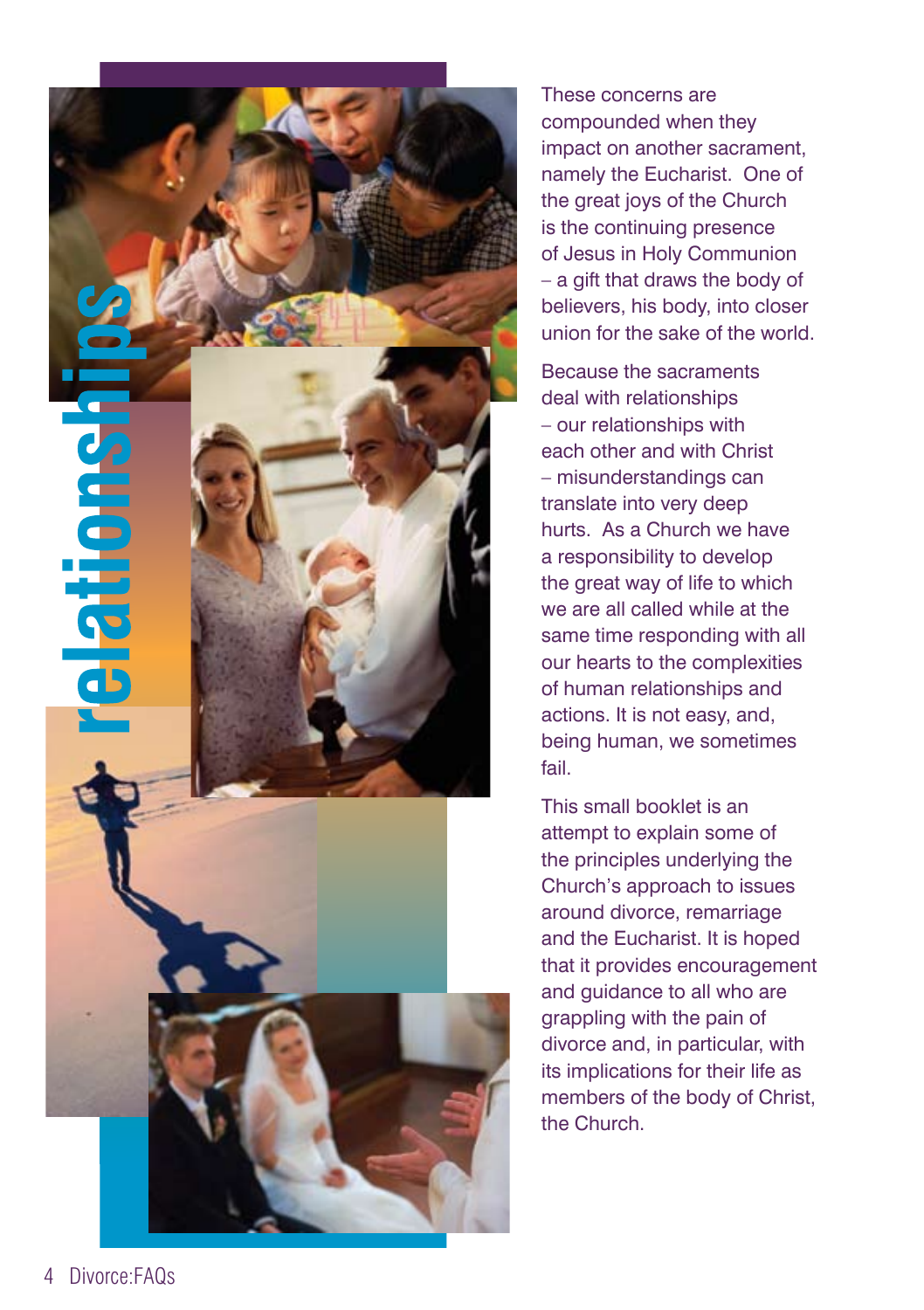relationships

These concerns are compounded when they impact on another sacrament, namely the Eucharist. One of the great joys of the Church is the continuing presence of Jesus in Holy Communion – a gift that draws the body of believers, his body, into closer union for the sake of the world.

Because the sacraments deal with relationships – our relationships with each other and with Christ – misunderstandings can translate into very deep hurts. As a Church we have a responsibility to develop the great way of life to which we are all called while at the same time responding with all our hearts to the complexities of human relationships and actions. It is not easy, and, being human, we sometimes fail.

This small booklet is an attempt to explain some of the principles underlying the Church's approach to issues around divorce, remarriage and the Eucharist. It is hoped that it provides encouragement and guidance to all who are grappling with the pain of divorce and, in particular, with its implications for their life as members of the body of Christ, the Church.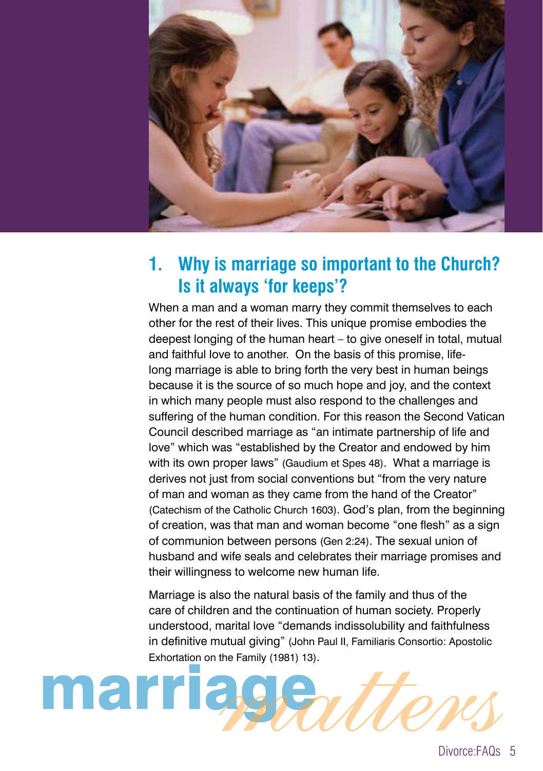## 1. Why is marriage so important to the Church? Is it always 'for keeps'?

When a man and a woman marry they commit themselves to each other for the rest of their lives. This unique promise embodies the deepest longing of the human heart – to give oneself in total, mutual and faithful love to another. On the basis of this promise, life-long marriage is able to bring forth the very best in human beings because it is the source of so much hope and joy, and the context in which many people must also respond to the challenges and suffering of the human condition. For this reason the Second Vatican Council described marriage as "an intimate partnership of life and love" which was "established by the Creator and endowed by him with its own proper laws" (Gaudium et Spes 48). What a marriage is derives not just from social conventions but "from the very nature of man and woman as they came from the hand of the Creator" (Catechism of the Catholic Church 1603). God's plan, from the beginning of creation, was that man and woman become "one flesh" as a sign of communion between persons (Gen 2:24). The sexual union of husband and wife seals and celebrates their marriage promises and their willingness to welcome new human life.

Marriage is also the natural basis of the family and thus of the care of children and the continuation of human society. Properly understood, marital love "demands indissolubility and faithfulness in definitive mutual giving" (John Paul II, Familiaris Consortio: Apostolic Exhortation on the Family (1981) 13).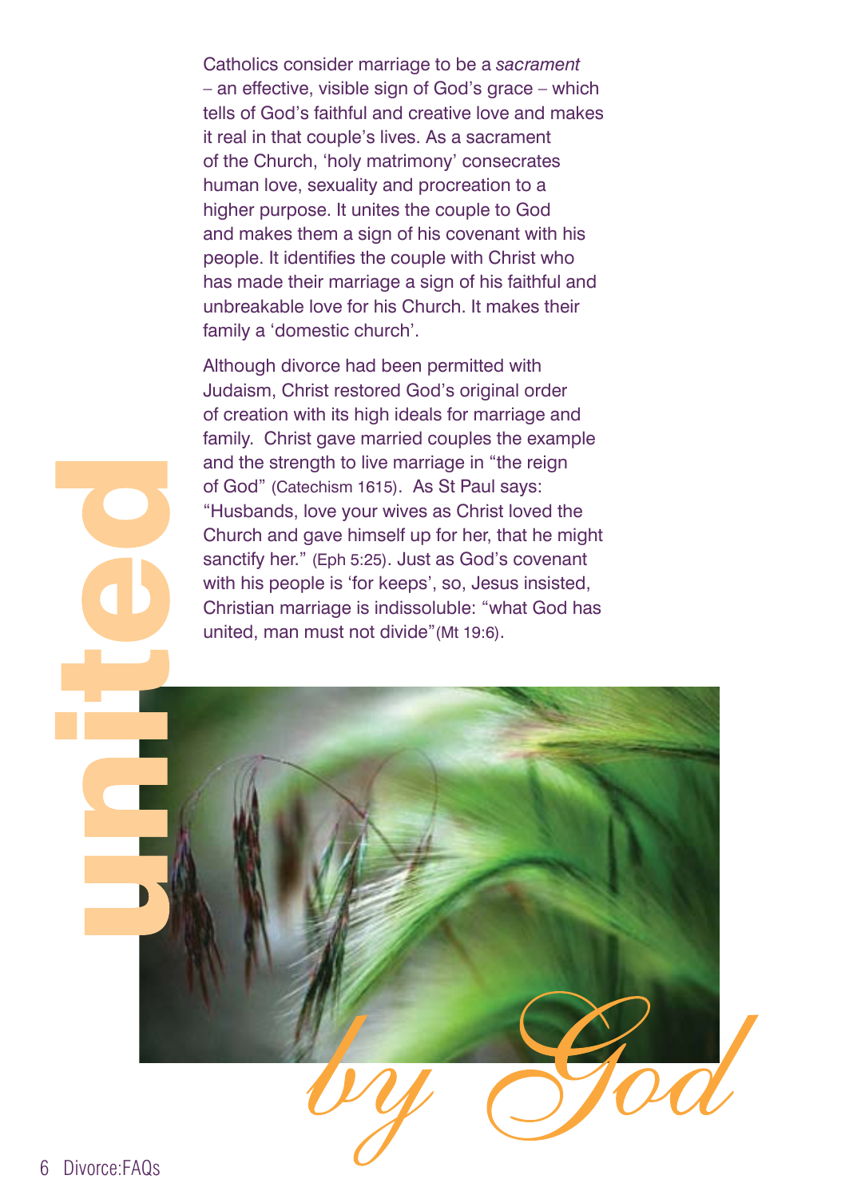Catholics consider marriage to be a *sacrament* – an effective, visible sign of God's grace – which tells of God's faithful and creative love and makes it real in that couple's lives. As a sacrament of the Church, 'holy matrimony' consecrates human love, sexuality and procreation to a higher purpose. It unites the couple to God and makes them a sign of his covenant with his people. It identifies the couple with Christ who has made their marriage a sign of his faithful and unbreakable love for his Church. It makes their family a 'domestic church'.

Although divorce had been permitted with Judaism, Christ restored God's original order of creation with its high ideals for marriage and family. Christ gave married couples the example and the strength to live marriage in "the reign of God" (Catechism 1615). As St Paul says: "Husbands, love your wives as Christ loved the Church and gave himself up for her, that he might sanctify her." (Eph 5:25). Just as God's covenant with his people is 'for keeps', so, Jesus insisted, Christian marriage is indissoluble: "what God has united, man must not divide"(Mt 19:6).

**united** *by God*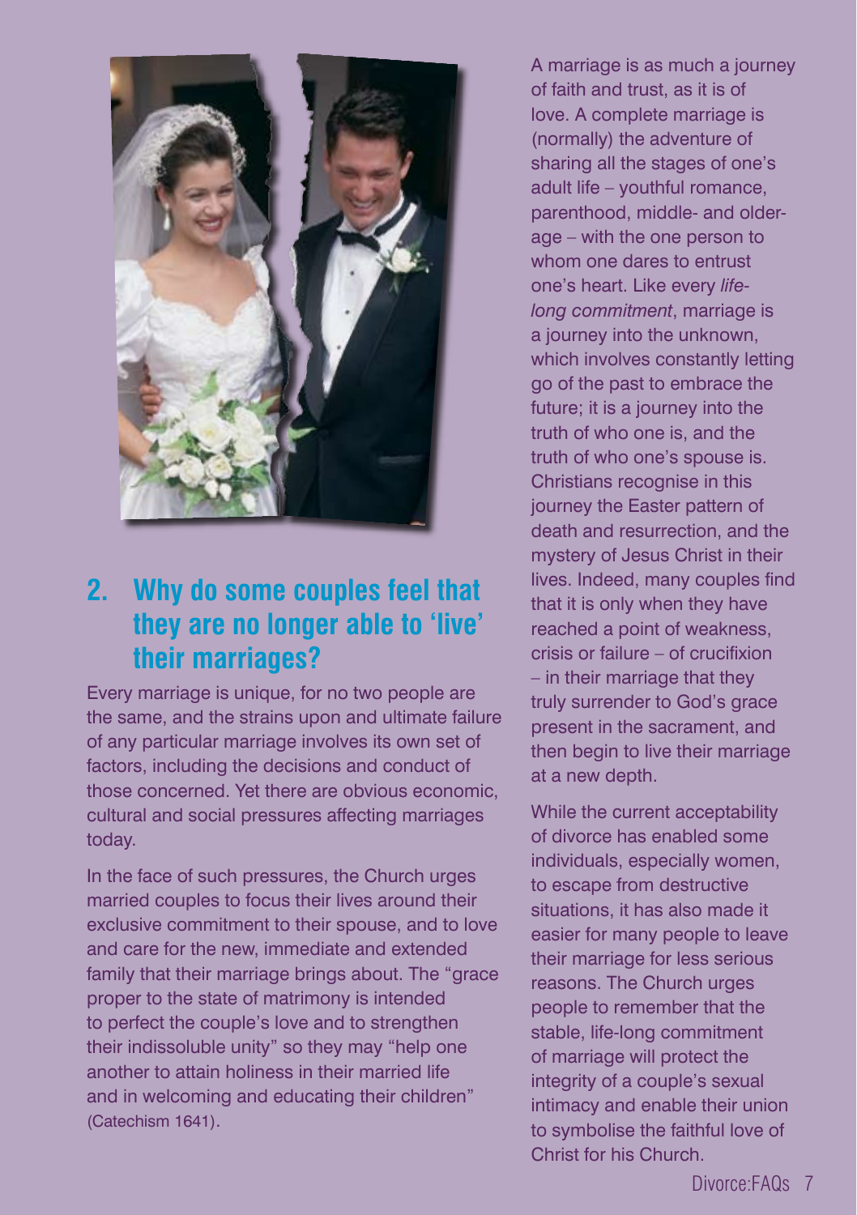## 2. Why do some couples feel that they are no longer able to 'live' their marriages?

Every marriage is unique, for no two people are the same, and the strains upon and ultimate failure of any particular marriage involves its own set of factors, including the decisions and conduct of those concerned. Yet there are obvious economic, cultural and social pressures affecting marriages today.

In the face of such pressures, the Church urges married couples to focus their lives around their exclusive commitment to their spouse, and to love and care for the new, immediate and extended family that their marriage brings about. The "grace proper to the state of matrimony is intended to perfect the couple's love and to strengthen their indissoluble unity" so they may "help one another to attain holiness in their married life and in welcoming and educating their children" (Catechism 1641).

A marriage is as much a journey of faith and trust, as it is of love. A complete marriage is (normally) the adventure of sharing all the stages of one's adult life – youthful romance, parenthood, middle- and older-age – with the one person to whom one dares to entrust one's heart. Like every *life-long commitment*, marriage is a journey into the unknown, which involves constantly letting go of the past to embrace the future; it is a journey into the truth of who one is, and the truth of who one's spouse is. Christians recognise in this journey the Easter pattern of death and resurrection, and the mystery of Jesus Christ in their lives. Indeed, many couples find that it is only when they have reached a point of weakness, crisis or failure – of crucifixion – in their marriage that they truly surrender to God's grace present in the sacrament, and then begin to live their marriage at a new depth.

While the current acceptability of divorce has enabled some individuals, especially women, to escape from destructive situations, it has also made it easier for many people to leave their marriage for less serious reasons. The Church urges people to remember that the stable, life-long commitment of marriage will protect the integrity of a couple's sexual intimacy and enable their union to symbolise the faithful love of Christ for his Church.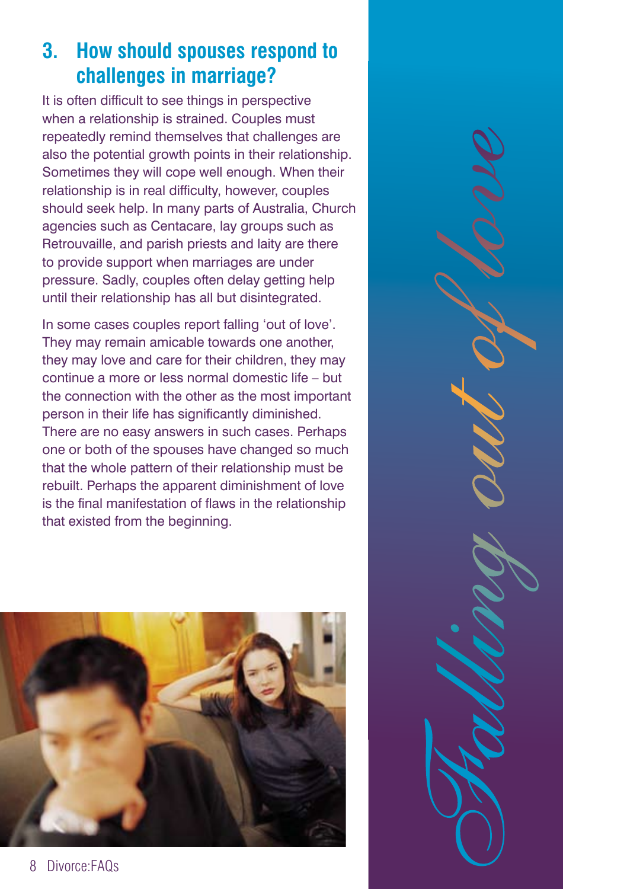## 3. How should spouses respond to challenges in marriage?

It is often difficult to see things in perspective when a relationship is strained. Couples must repeatedly remind themselves that challenges are also the potential growth points in their relationship. Sometimes they will cope well enough. When their relationship is in real difficulty, however, couples should seek help. In many parts of Australia, Church agencies such as Centacare, lay groups such as Retrouvaille, and parish priests and laity are there to provide support when marriages are under pressure. Sadly, couples often delay getting help until their relationship has all but disintegrated.

In some cases couples report falling 'out of love'. They may remain amicable towards one another, they may love and care for their children, they may continue a more or less normal domestic life – but the connection with the other as the most important person in their life has significantly diminished. There are no easy answers in such cases. Perhaps one or both of the spouses have changed so much that the whole pattern of their relationship must be rebuilt. Perhaps the apparent diminishment of love is the final manifestation of flaws in the relationship that existed from the beginning.

*Falling out of love*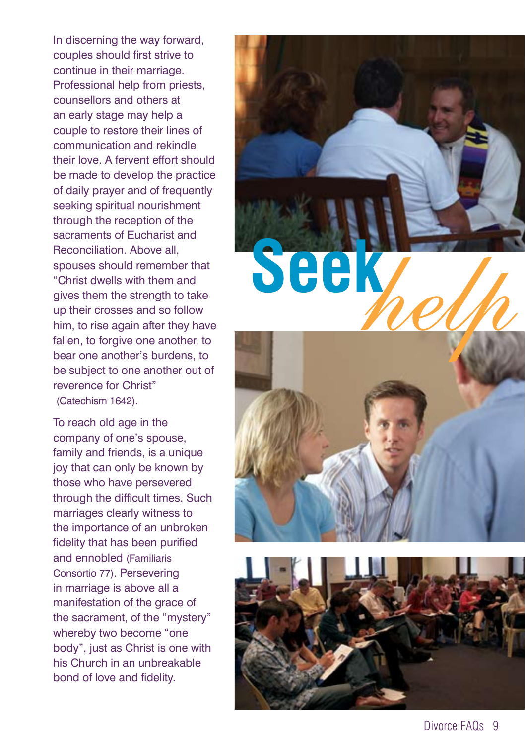# Seek *help*

In discerning the way forward, couples should first strive to continue in their marriage. Professional help from priests, counsellors and others at an early stage may help a couple to restore their lines of communication and rekindle their love. A fervent effort should be made to develop the practice of daily prayer and of frequently seeking spiritual nourishment through the reception of the sacraments of Eucharist and Reconciliation. Above all, spouses should remember that "Christ dwells with them and gives them the strength to take up their crosses and so follow him, to rise again after they have fallen, to forgive one another, to bear one another's burdens, to be subject to one another out of reverence for Christ" (Catechism 1642).

To reach old age in the company of one's spouse, family and friends, is a unique joy that can only be known by those who have persevered through the difficult times. Such marriages clearly witness to the importance of an unbroken fidelity that has been purified and ennobled (Familiaris Consortio 77). Persevering in marriage is above all a manifestation of the grace of the sacrament, of the "mystery" whereby two become "one body", just as Christ is one with his Church in an unbreakable bond of love and fidelity.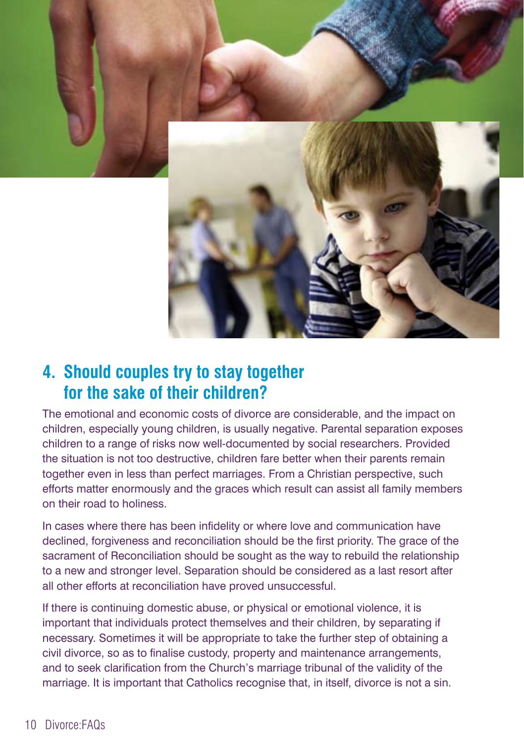## 4. Should couples try to stay together for the sake of their children?

The emotional and economic costs of divorce are considerable, and the impact on children, especially young children, is usually negative. Parental separation exposes children to a range of risks now well-documented by social researchers. Provided the situation is not too destructive, children fare better when their parents remain together even in less than perfect marriages. From a Christian perspective, such efforts matter enormously and the graces which result can assist all family members on their road to holiness.

In cases where there has been infidelity or where love and communication have declined, forgiveness and reconciliation should be the first priority. The grace of the sacrament of Reconciliation should be sought as the way to rebuild the relationship to a new and stronger level. Separation should be considered as a last resort after all other efforts at reconciliation have proved unsuccessful.

If there is continuing domestic abuse, or physical or emotional violence, it is important that individuals protect themselves and their children, by separating if necessary. Sometimes it will be appropriate to take the further step of obtaining a civil divorce, so as to finalise custody, property and maintenance arrangements, and to seek clarification from the Church's marriage tribunal of the validity of the marriage. It is important that Catholics recognise that, in itself, divorce is not a sin.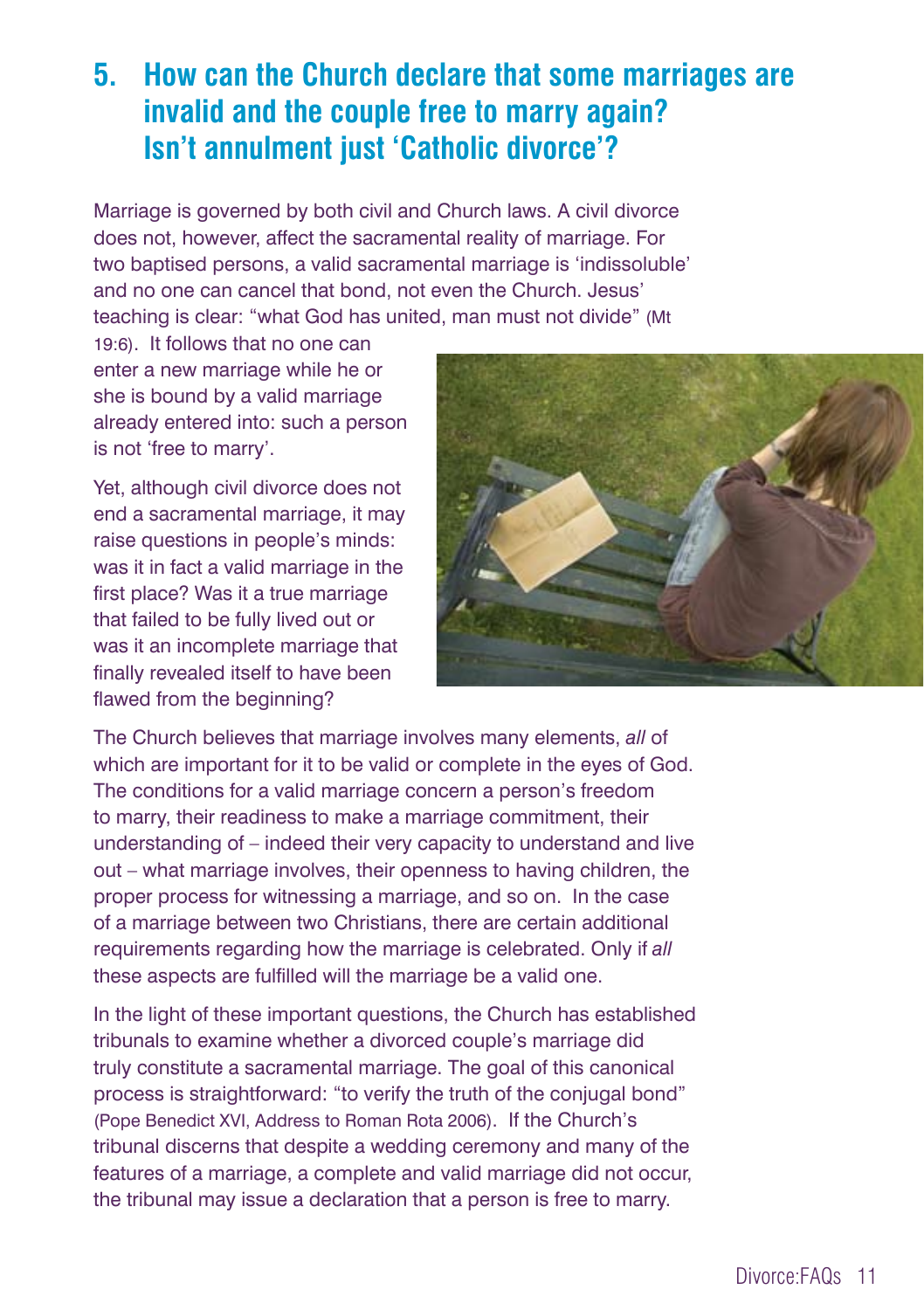## 5. How can the Church declare that some marriages are invalid and the couple free to marry again? Isn't annulment just 'Catholic divorce'?

Marriage is governed by both civil and Church laws. A civil divorce does not, however, affect the sacramental reality of marriage. For two baptised persons, a valid sacramental marriage is 'indissoluble' and no one can cancel that bond, not even the Church. Jesus' teaching is clear: "what God has united, man must not divide" (Mt 19:6). It follows that no one can enter a new marriage while he or she is bound by a valid marriage already entered into: such a person is not 'free to marry'.

Yet, although civil divorce does not end a sacramental marriage, it may raise questions in people's minds: was it in fact a valid marriage in the first place? Was it a true marriage that failed to be fully lived out or was it an incomplete marriage that finally revealed itself to have been flawed from the beginning?

The Church believes that marriage involves many elements, *all* of which are important for it to be valid or complete in the eyes of God. The conditions for a valid marriage concern a person's freedom to marry, their readiness to make a marriage commitment, their understanding of – indeed their very capacity to understand and live out – what marriage involves, their openness to having children, the proper process for witnessing a marriage, and so on. In the case of a marriage between two Christians, there are certain additional requirements regarding how the marriage is celebrated. Only if *all* these aspects are fulfilled will the marriage be a valid one.

In the light of these important questions, the Church has established tribunals to examine whether a divorced couple's marriage did truly constitute a sacramental marriage. The goal of this canonical process is straightforward: "to verify the truth of the conjugal bond" (Pope Benedict XVI, Address to Roman Rota 2006). If the Church's tribunal discerns that despite a wedding ceremony and many of the features of a marriage, a complete and valid marriage did not occur, the tribunal may issue a declaration that a person is free to marry.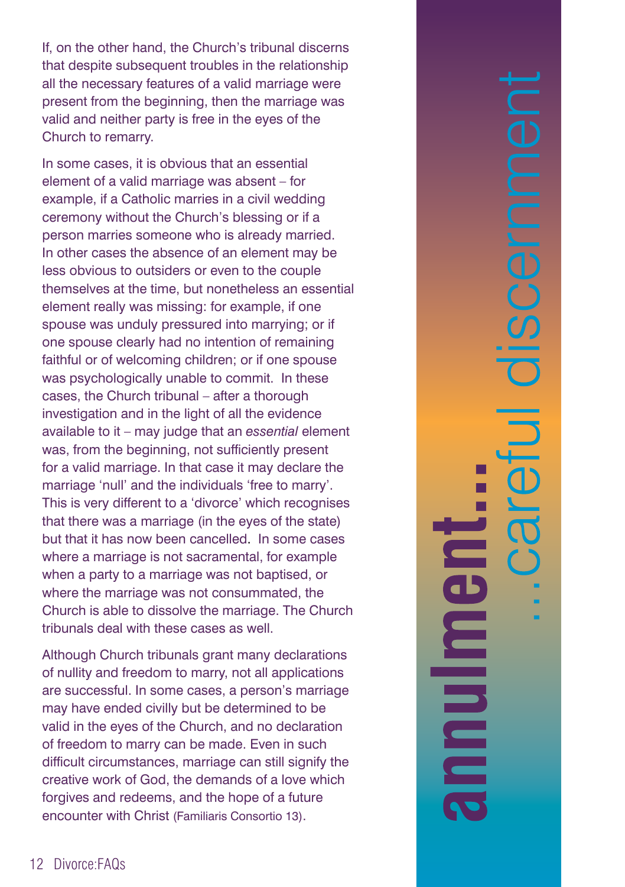If, on the other hand, the Church's tribunal discerns that despite subsequent troubles in the relationship all the necessary features of a valid marriage were present from the beginning, then the marriage was valid and neither party is free in the eyes of the Church to remarry.

In some cases, it is obvious that an essential element of a valid marriage was absent – for example, if a Catholic marries in a civil wedding ceremony without the Church's blessing or if a person marries someone who is already married. In other cases the absence of an element may be less obvious to outsiders or even to the couple themselves at the time, but nonetheless an essential element really was missing: for example, if one spouse was unduly pressured into marrying; or if one spouse clearly had no intention of remaining faithful or of welcoming children; or if one spouse was psychologically unable to commit. In these cases, the Church tribunal – after a thorough investigation and in the light of all the evidence available to it – may judge that an *essential* element was, from the beginning, not sufficiently present for a valid marriage. In that case it may declare the marriage 'null' and the individuals 'free to marry'. This is very different to a 'divorce' which recognises that there was a marriage (in the eyes of the state) but that it has now been cancelled. In some cases where a marriage is not sacramental, for example when a party to a marriage was not baptised, or where the marriage was not consummated, the Church is able to dissolve the marriage. The Church tribunals deal with these cases as well.

Although Church tribunals grant many declarations of nullity and freedom to marry, not all applications are successful. In some cases, a person's marriage may have ended civilly but be determined to be valid in the eyes of the Church, and no declaration of freedom to marry can be made. Even in such difficult circumstances, marriage can still signify the creative work of God, the demands of a love which forgives and redeems, and the hope of a future encounter with Christ (Familiaris Consortio 13).

**annulment...** ...careful discernment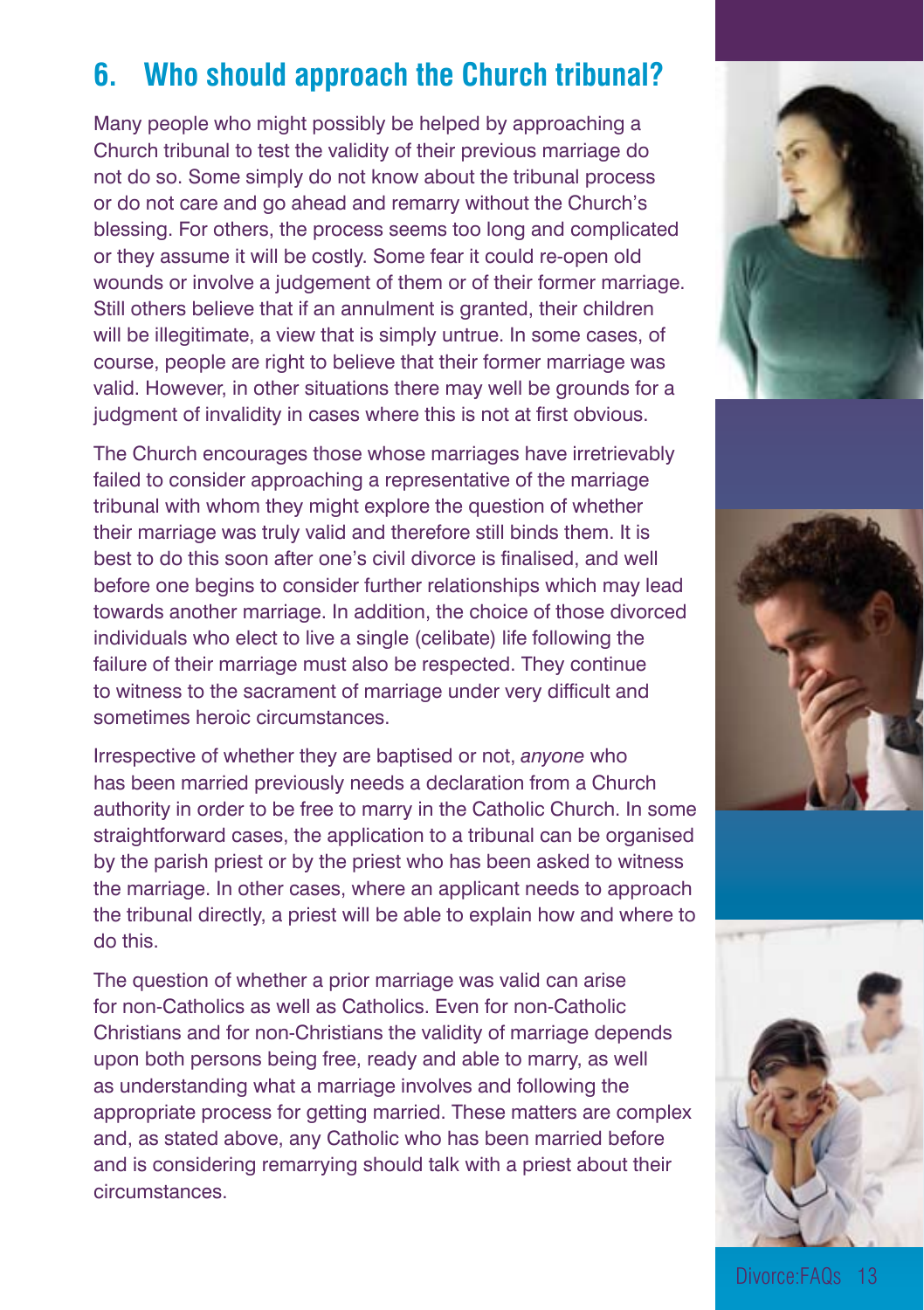## 6. Who should approach the Church tribunal?

Many people who might possibly be helped by approaching a Church tribunal to test the validity of their previous marriage do not do so. Some simply do not know about the tribunal process or do not care and go ahead and remarry without the Church's blessing. For others, the process seems too long and complicated or they assume it will be costly. Some fear it could re-open old wounds or involve a judgement of them or of their former marriage. Still others believe that if an annulment is granted, their children will be illegitimate, a view that is simply untrue. In some cases, of course, people are right to believe that their former marriage was valid. However, in other situations there may well be grounds for a judgment of invalidity in cases where this is not at first obvious.

The Church encourages those whose marriages have irretrievably failed to consider approaching a representative of the marriage tribunal with whom they might explore the question of whether their marriage was truly valid and therefore still binds them. It is best to do this soon after one's civil divorce is finalised, and well before one begins to consider further relationships which may lead towards another marriage. In addition, the choice of those divorced individuals who elect to live a single (celibate) life following the failure of their marriage must also be respected. They continue to witness to the sacrament of marriage under very difficult and sometimes heroic circumstances.

Irrespective of whether they are baptised or not, *anyone* who has been married previously needs a declaration from a Church authority in order to be free to marry in the Catholic Church. In some straightforward cases, the application to a tribunal can be organised by the parish priest or by the priest who has been asked to witness the marriage. In other cases, where an applicant needs to approach the tribunal directly, a priest will be able to explain how and where to do this.

The question of whether a prior marriage was valid can arise for non-Catholics as well as Catholics. Even for non-Catholic Christians and for non-Christians the validity of marriage depends upon both persons being free, ready and able to marry, as well as understanding what a marriage involves and following the appropriate process for getting married. These matters are complex and, as stated above, any Catholic who has been married before and is considering remarrying should talk with a priest about their circumstances.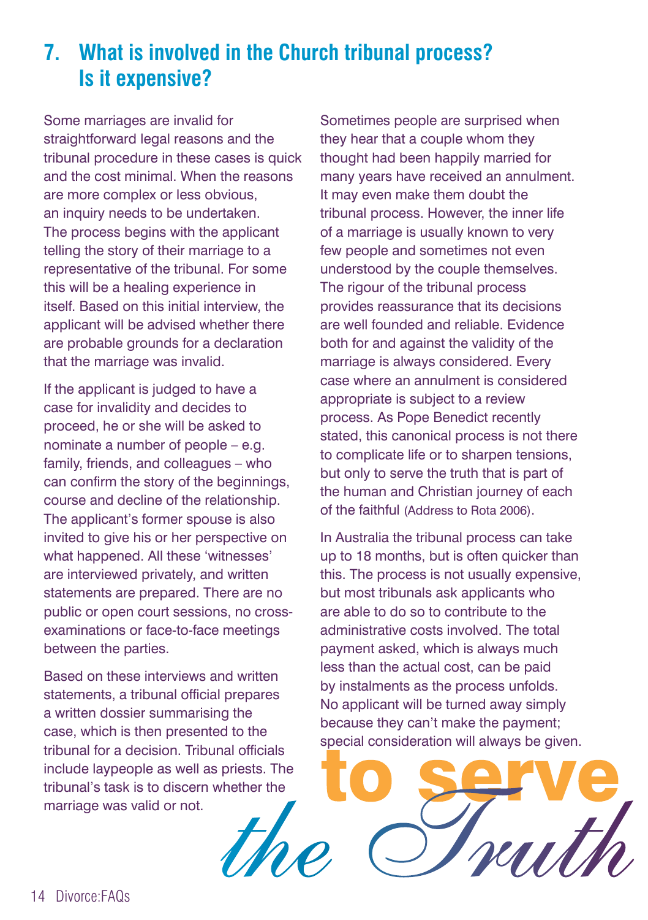## 7. What is involved in the Church tribunal process? Is it expensive?

Some marriages are invalid for straightforward legal reasons and the tribunal procedure in these cases is quick and the cost minimal. When the reasons are more complex or less obvious, an inquiry needs to be undertaken. The process begins with the applicant telling the story of their marriage to a representative of the tribunal. For some this will be a healing experience in itself. Based on this initial interview, the applicant will be advised whether there are probable grounds for a declaration that the marriage was invalid.

If the applicant is judged to have a case for invalidity and decides to proceed, he or she will be asked to nominate a number of people – e.g. family, friends, and colleagues – who can confirm the story of the beginnings, course and decline of the relationship. The applicant's former spouse is also invited to give his or her perspective on what happened. All these 'witnesses' are interviewed privately, and written statements are prepared. There are no public or open court sessions, no cross-examinations or face-to-face meetings between the parties.

Based on these interviews and written statements, a tribunal official prepares a written dossier summarising the case, which is then presented to the tribunal for a decision. Tribunal officials include laypeople as well as priests. The tribunal's task is to discern whether the marriage was valid or not.

Sometimes people are surprised when they hear that a couple whom they thought had been happily married for many years have received an annulment. It may even make them doubt the tribunal process. However, the inner life of a marriage is usually known to very few people and sometimes not even understood by the couple themselves. The rigour of the tribunal process provides reassurance that its decisions are well founded and reliable. Evidence both for and against the validity of the marriage is always considered. Every case where an annulment is considered appropriate is subject to a review process. As Pope Benedict recently stated, this canonical process is not there to complicate life or to sharpen tensions, but only to serve the truth that is part of the human and Christian journey of each of the faithful (Address to Rota 2006).

In Australia the tribunal process can take up to 18 months, but is often quicker than this. The process is not usually expensive, but most tribunals ask applicants who are able to do so to contribute to the administrative costs involved. The total payment asked, which is always much less than the actual cost, can be paid by instalments as the process unfolds. No applicant will be turned away simply because they can't make the payment; special consideration will always be given.

to serve *the Truth*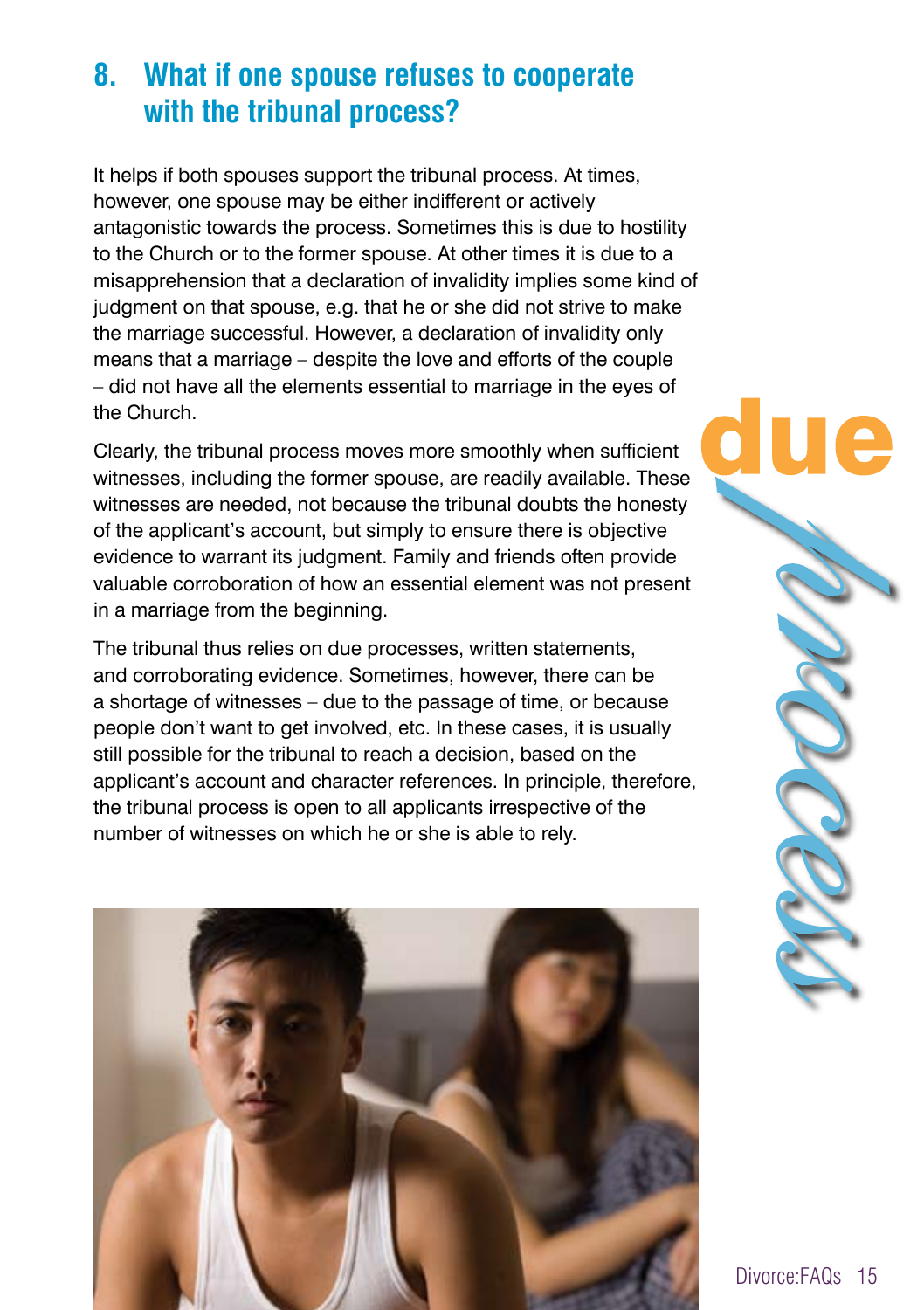## 8. What if one spouse refuses to cooperate with the tribunal process?

It helps if both spouses support the tribunal process. At times, however, one spouse may be either indifferent or actively antagonistic towards the process. Sometimes this is due to hostility to the Church or to the former spouse. At other times it is due to a misapprehension that a declaration of invalidity implies some kind of judgment on that spouse, e.g. that he or she did not strive to make the marriage successful. However, a declaration of invalidity only means that a marriage – despite the love and efforts of the couple – did not have all the elements essential to marriage in the eyes of the Church.

Clearly, the tribunal process moves more smoothly when sufficient witnesses, including the former spouse, are readily available. These witnesses are needed, not because the tribunal doubts the honesty of the applicant's account, but simply to ensure there is objective evidence to warrant its judgment. Family and friends often provide valuable corroboration of how an essential element was not present in a marriage from the beginning.

The tribunal thus relies on due processes, written statements, and corroborating evidence. Sometimes, however, there can be a shortage of witnesses – due to the passage of time, or because people don't want to get involved, etc. In these cases, it is usually still possible for the tribunal to reach a decision, based on the applicant's account and character references. In principle, therefore, the tribunal process is open to all applicants irrespective of the number of witnesses on which he or she is able to rely.

due
*process*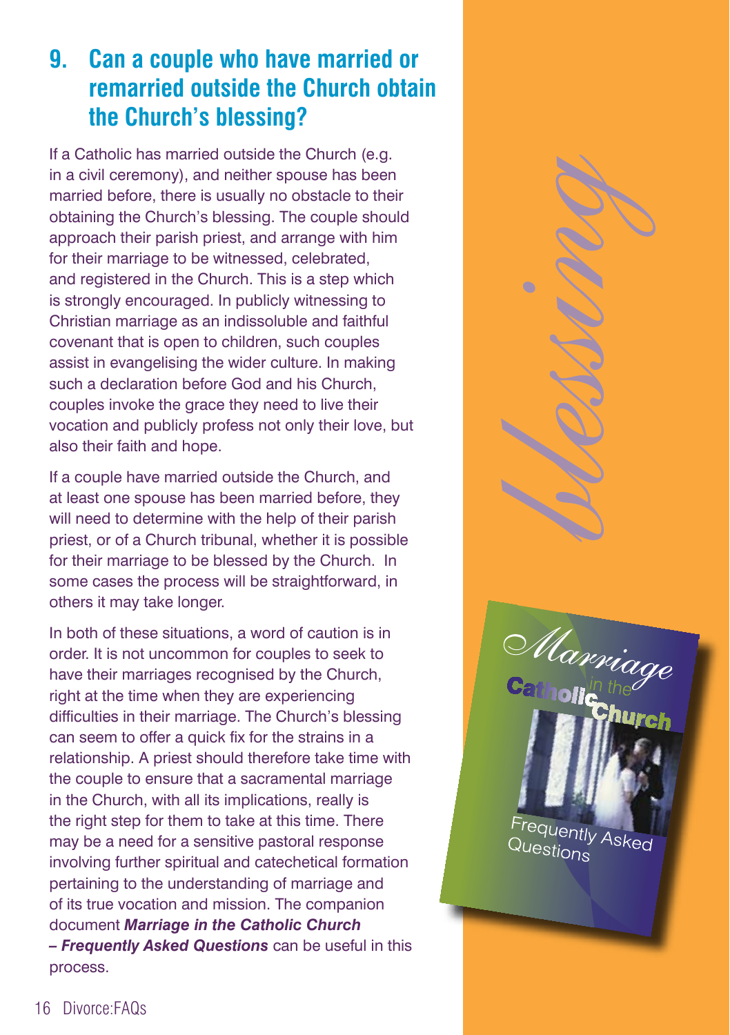## 9. Can a couple who have married or remarried outside the Church obtain the Church's blessing?

If a Catholic has married outside the Church (e.g. in a civil ceremony), and neither spouse has been married before, there is usually no obstacle to their obtaining the Church's blessing. The couple should approach their parish priest, and arrange with him for their marriage to be witnessed, celebrated, and registered in the Church. This is a step which is strongly encouraged. In publicly witnessing to Christian marriage as an indissoluble and faithful covenant that is open to children, such couples assist in evangelising the wider culture. In making such a declaration before God and his Church, couples invoke the grace they need to live their vocation and publicly profess not only their love, but also their faith and hope.

If a couple have married outside the Church, and at least one spouse has been married before, they will need to determine with the help of their parish priest, or of a Church tribunal, whether it is possible for their marriage to be blessed by the Church. In some cases the process will be straightforward, in others it may take longer.

In both of these situations, a word of caution is in order. It is not uncommon for couples to seek to have their marriages recognised by the Church, right at the time when they are experiencing difficulties in their marriage. The Church's blessing can seem to offer a quick fix for the strains in a relationship. A priest should therefore take time with the couple to ensure that a sacramental marriage in the Church, with all its implications, really is the right step for them to take at this time. There may be a need for a sensitive pastoral response involving further spiritual and catechetical formation pertaining to the understanding of marriage and of its true vocation and mission. The companion document ***Marriage in the Catholic Church – Frequently Asked Questions*** can be useful in this process.

*blessing*

Marriage in the Catholic Church

Frequently Asked Questions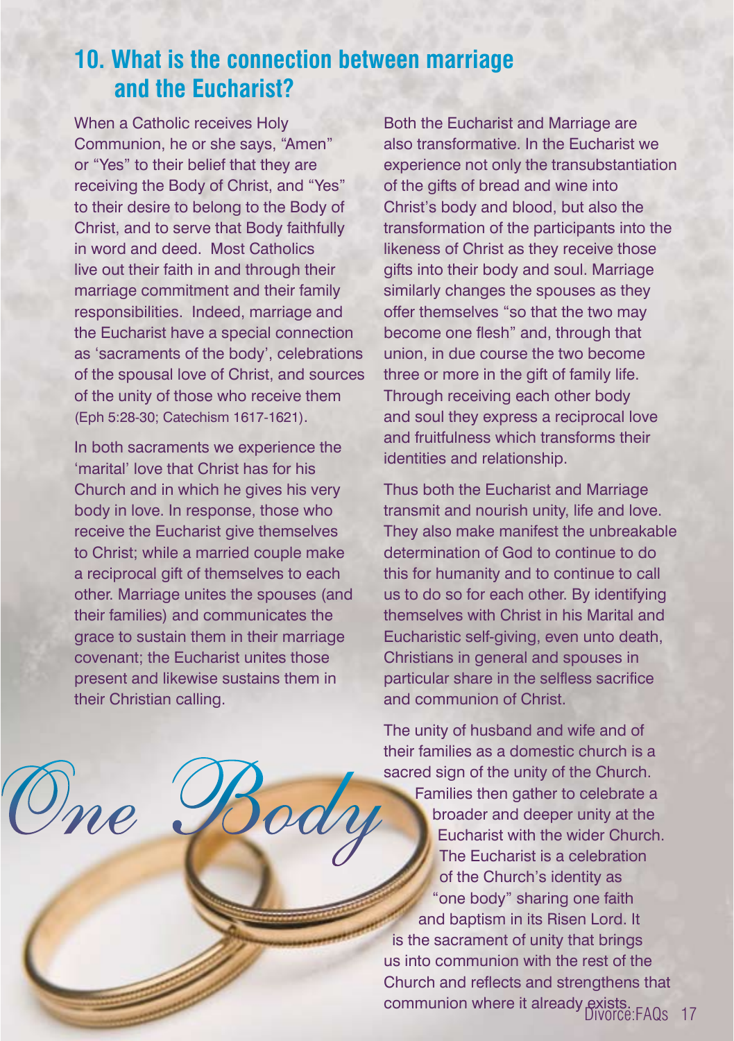## 10. What is the connection between marriage and the Eucharist?

When a Catholic receives Holy Communion, he or she says, "Amen" or "Yes" to their belief that they are receiving the Body of Christ, and "Yes" to their desire to belong to the Body of Christ, and to serve that Body faithfully in word and deed. Most Catholics live out their faith in and through their marriage commitment and their family responsibilities. Indeed, marriage and the Eucharist have a special connection as 'sacraments of the body', celebrations of the spousal love of Christ, and sources of the unity of those who receive them (Eph 5:28-30; Catechism 1617-1621).

In both sacraments we experience the 'marital' love that Christ has for his Church and in which he gives his very body in love. In response, those who receive the Eucharist give themselves to Christ; while a married couple make a reciprocal gift of themselves to each other. Marriage unites the spouses (and their families) and communicates the grace to sustain them in their marriage covenant; the Eucharist unites those present and likewise sustains them in their Christian calling.

Both the Eucharist and Marriage are also transformative. In the Eucharist we experience not only the transubstantiation of the gifts of bread and wine into Christ's body and blood, but also the transformation of the participants into the likeness of Christ as they receive those gifts into their body and soul. Marriage similarly changes the spouses as they offer themselves "so that the two may become one flesh" and, through that union, in due course the two become three or more in the gift of family life. Through receiving each other body and soul they express a reciprocal love and fruitfulness which transforms their identities and relationship.

Thus both the Eucharist and Marriage transmit and nourish unity, life and love. They also make manifest the unbreakable determination of God to continue to do this for humanity and to continue to call us to do so for each other. By identifying themselves with Christ in his Marital and Eucharistic self-giving, even unto death, Christians in general and spouses in particular share in the selfless sacrifice and communion of Christ.

*One Body*

The unity of husband and wife and of their families as a domestic church is a sacred sign of the unity of the Church. Families then gather to celebrate a broader and deeper unity at the Eucharist with the wider Church. The Eucharist is a celebration of the Church's identity as "one body" sharing one faith and baptism in its Risen Lord. It is the sacrament of unity that brings us into communion with the rest of the Church and reflects and strengthens that communion where it already exists.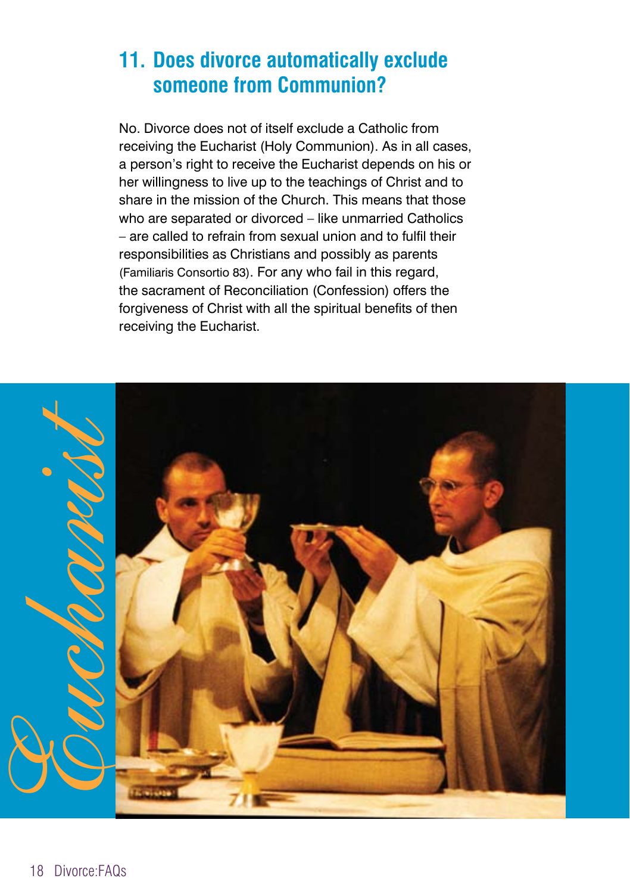## 11. Does divorce automatically exclude someone from Communion?

No. Divorce does not of itself exclude a Catholic from receiving the Eucharist (Holy Communion). As in all cases, a person's right to receive the Eucharist depends on his or her willingness to live up to the teachings of Christ and to share in the mission of the Church. This means that those who are separated or divorced – like unmarried Catholics – are called to refrain from sexual union and to fulfil their responsibilities as Christians and possibly as parents (Familiaris Consortio 83). For any who fail in this regard, the sacrament of Reconciliation (Confession) offers the forgiveness of Christ with all the spiritual benefits of then receiving the Eucharist.

*Eucharist*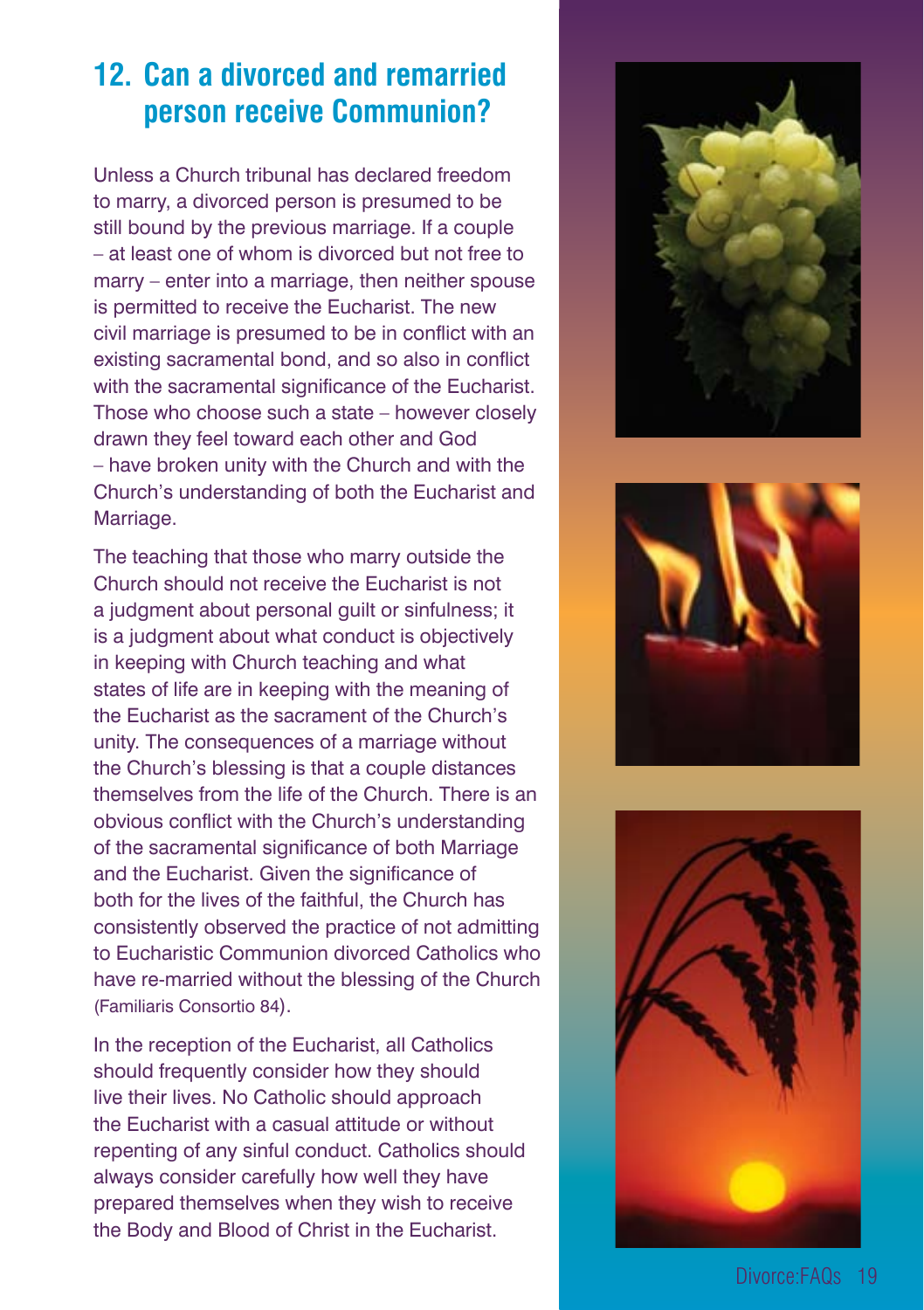## 12. Can a divorced and remarried person receive Communion?

Unless a Church tribunal has declared freedom to marry, a divorced person is presumed to be still bound by the previous marriage. If a couple – at least one of whom is divorced but not free to marry – enter into a marriage, then neither spouse is permitted to receive the Eucharist. The new civil marriage is presumed to be in conflict with an existing sacramental bond, and so also in conflict with the sacramental significance of the Eucharist. Those who choose such a state – however closely drawn they feel toward each other and God – have broken unity with the Church and with the Church's understanding of both the Eucharist and Marriage.

The teaching that those who marry outside the Church should not receive the Eucharist is not a judgment about personal guilt or sinfulness; it is a judgment about what conduct is objectively in keeping with Church teaching and what states of life are in keeping with the meaning of the Eucharist as the sacrament of the Church's unity. The consequences of a marriage without the Church's blessing is that a couple distances themselves from the life of the Church. There is an obvious conflict with the Church's understanding of the sacramental significance of both Marriage and the Eucharist. Given the significance of both for the lives of the faithful, the Church has consistently observed the practice of not admitting to Eucharistic Communion divorced Catholics who have re-married without the blessing of the Church (Familiaris Consortio 84).

In the reception of the Eucharist, all Catholics should frequently consider how they should live their lives. No Catholic should approach the Eucharist with a casual attitude or without repenting of any sinful conduct. Catholics should always consider carefully how well they have prepared themselves when they wish to receive the Body and Blood of Christ in the Eucharist.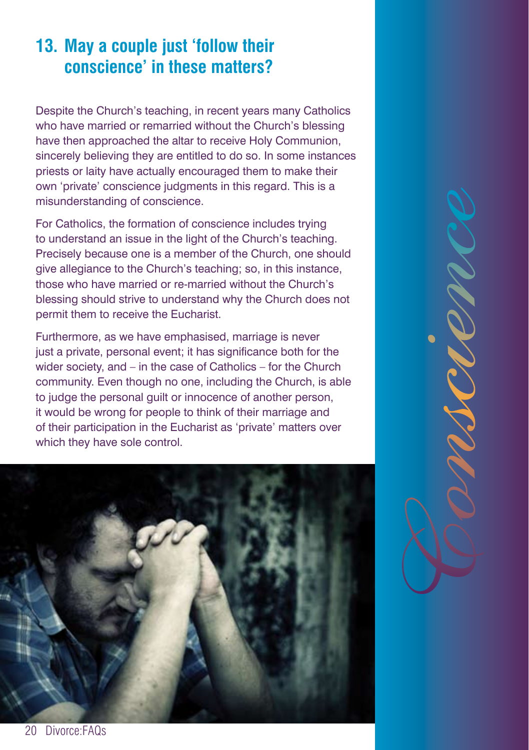## 13. May a couple just 'follow their conscience' in these matters?

Despite the Church's teaching, in recent years many Catholics who have married or remarried without the Church's blessing have then approached the altar to receive Holy Communion, sincerely believing they are entitled to do so. In some instances priests or laity have actually encouraged them to make their own 'private' conscience judgments in this regard. This is a misunderstanding of conscience.

For Catholics, the formation of conscience includes trying to understand an issue in the light of the Church's teaching. Precisely because one is a member of the Church, one should give allegiance to the Church's teaching; so, in this instance, those who have married or re-married without the Church's blessing should strive to understand why the Church does not permit them to receive the Eucharist.

Furthermore, as we have emphasised, marriage is never just a private, personal event; it has significance both for the wider society, and – in the case of Catholics – for the Church community. Even though no one, including the Church, is able to judge the personal guilt or innocence of another person, it would be wrong for people to think of their marriage and of their participation in the Eucharist as 'private' matters over which they have sole control.

*Conscience*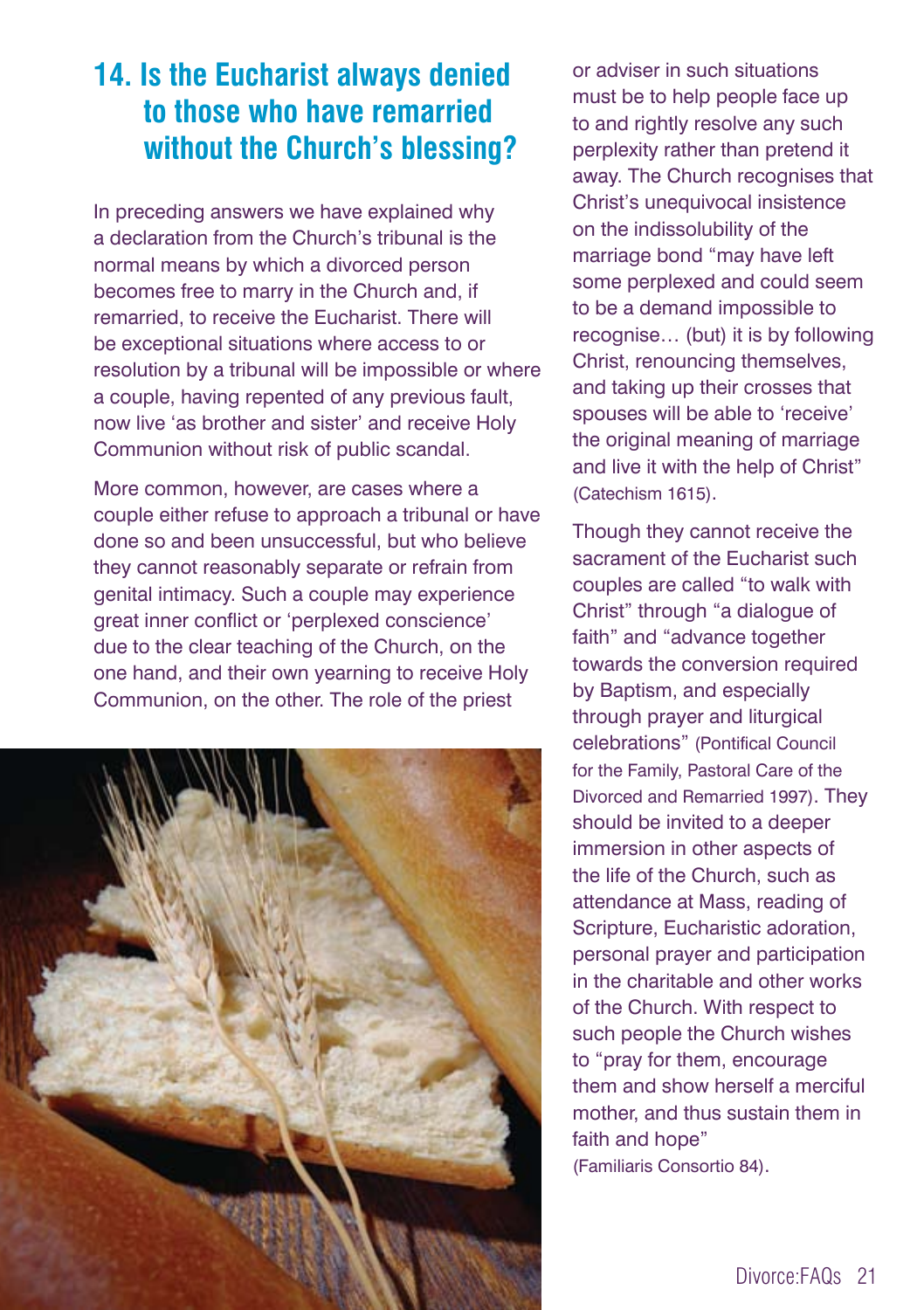## 14. Is the Eucharist always denied to those who have remarried without the Church's blessing?

In preceding answers we have explained why a declaration from the Church's tribunal is the normal means by which a divorced person becomes free to marry in the Church and, if remarried, to receive the Eucharist. There will be exceptional situations where access to or resolution by a tribunal will be impossible or where a couple, having repented of any previous fault, now live 'as brother and sister' and receive Holy Communion without risk of public scandal.

More common, however, are cases where a couple either refuse to approach a tribunal or have done so and been unsuccessful, but who believe they cannot reasonably separate or refrain from genital intimacy. Such a couple may experience great inner conflict or 'perplexed conscience' due to the clear teaching of the Church, on the one hand, and their own yearning to receive Holy Communion, on the other. The role of the priest or adviser in such situations must be to help people face up to and rightly resolve any such perplexity rather than pretend it away. The Church recognises that Christ's unequivocal insistence on the indissolubility of the marriage bond "may have left some perplexed and could seem to be a demand impossible to recognise… (but) it is by following Christ, renouncing themselves, and taking up their crosses that spouses will be able to 'receive' the original meaning of marriage and live it with the help of Christ" (Catechism 1615).

Though they cannot receive the sacrament of the Eucharist such couples are called "to walk with Christ" through "a dialogue of faith" and "advance together towards the conversion required by Baptism, and especially through prayer and liturgical celebrations" (Pontifical Council for the Family, Pastoral Care of the Divorced and Remarried 1997). They should be invited to a deeper immersion in other aspects of the life of the Church, such as attendance at Mass, reading of Scripture, Eucharistic adoration, personal prayer and participation in the charitable and other works of the Church. With respect to such people the Church wishes to "pray for them, encourage them and show herself a merciful mother, and thus sustain them in faith and hope" (Familiaris Consortio 84).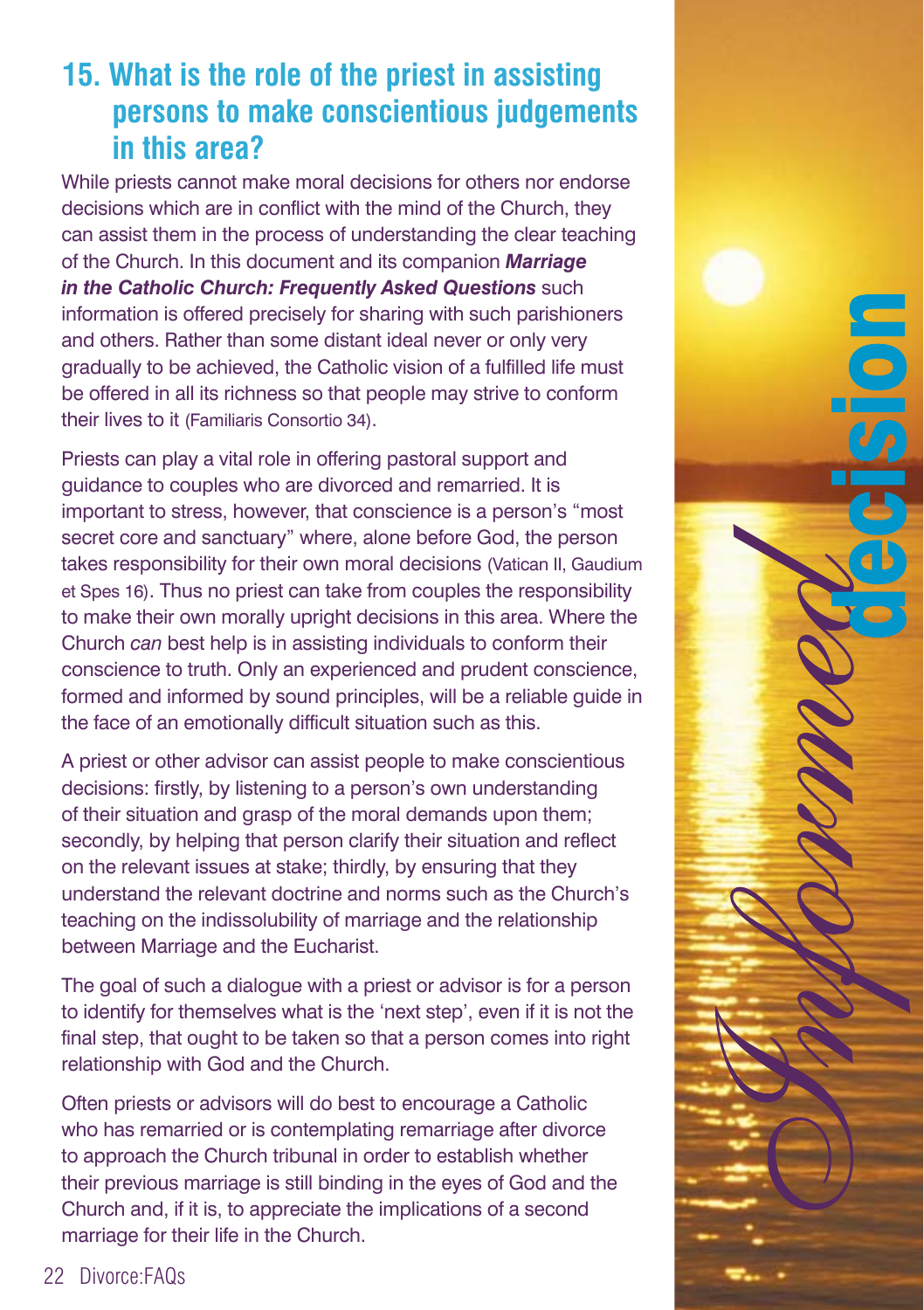## 15. What is the role of the priest in assisting persons to make conscientious judgements in this area?

While priests cannot make moral decisions for others nor endorse decisions which are in conflict with the mind of the Church, they can assist them in the process of understanding the clear teaching of the Church. In this document and its companion ***Marriage in the Catholic Church: Frequently Asked Questions*** such information is offered precisely for sharing with such parishioners and others. Rather than some distant ideal never or only very gradually to be achieved, the Catholic vision of a fulfilled life must be offered in all its richness so that people may strive to conform their lives to it (Familiaris Consortio 34).

Priests can play a vital role in offering pastoral support and guidance to couples who are divorced and remarried. It is important to stress, however, that conscience is a person's "most secret core and sanctuary" where, alone before God, the person takes responsibility for their own moral decisions (Vatican II, Gaudium et Spes 16). Thus no priest can take from couples the responsibility to make their own morally upright decisions in this area. Where the Church *can* best help is in assisting individuals to conform their conscience to truth. Only an experienced and prudent conscience, formed and informed by sound principles, will be a reliable guide in the face of an emotionally difficult situation such as this.

A priest or other advisor can assist people to make conscientious decisions: firstly, by listening to a person's own understanding of their situation and grasp of the moral demands upon them; secondly, by helping that person clarify their situation and reflect on the relevant issues at stake; thirdly, by ensuring that they understand the relevant doctrine and norms such as the Church's teaching on the indissolubility of marriage and the relationship between Marriage and the Eucharist.

The goal of such a dialogue with a priest or advisor is for a person to identify for themselves what is the 'next step', even if it is not the final step, that ought to be taken so that a person comes into right relationship with God and the Church.

Often priests or advisors will do best to encourage a Catholic who has remarried or is contemplating remarriage after divorce to approach the Church tribunal in order to establish whether their previous marriage is still binding in the eyes of God and the Church and, if it is, to appreciate the implications of a second marriage for their life in the Church.

*Informed* **decision**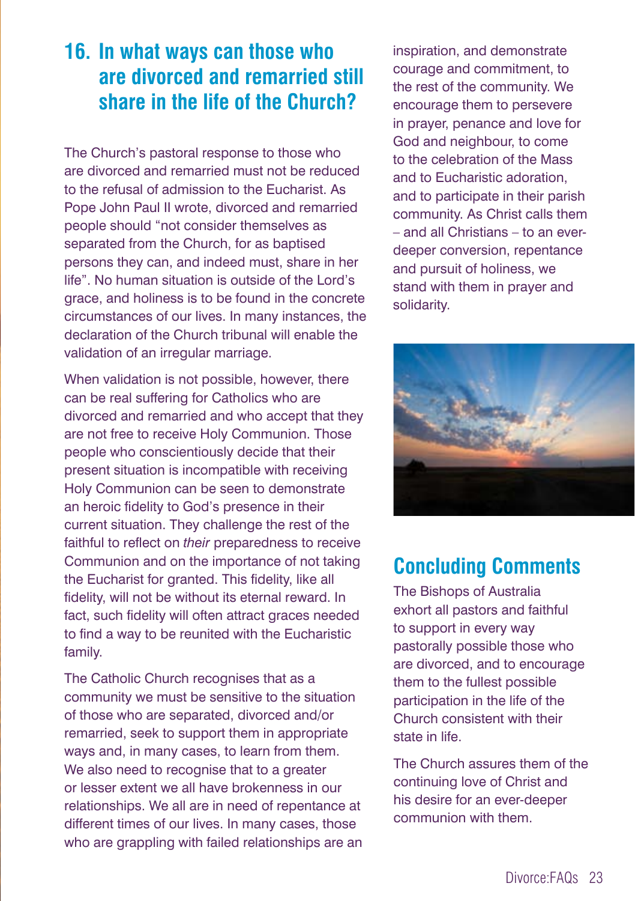## 16. In what ways can those who are divorced and remarried still share in the life of the Church?

The Church's pastoral response to those who are divorced and remarried must not be reduced to the refusal of admission to the Eucharist. As Pope John Paul II wrote, divorced and remarried people should "not consider themselves as separated from the Church, for as baptised persons they can, and indeed must, share in her life". No human situation is outside of the Lord's grace, and holiness is to be found in the concrete circumstances of our lives. In many instances, the declaration of the Church tribunal will enable the validation of an irregular marriage.

When validation is not possible, however, there can be real suffering for Catholics who are divorced and remarried and who accept that they are not free to receive Holy Communion. Those people who conscientiously decide that their present situation is incompatible with receiving Holy Communion can be seen to demonstrate an heroic fidelity to God's presence in their current situation. They challenge the rest of the faithful to reflect on *their* preparedness to receive Communion and on the importance of not taking the Eucharist for granted. This fidelity, like all fidelity, will not be without its eternal reward. In fact, such fidelity will often attract graces needed to find a way to be reunited with the Eucharistic family.

The Catholic Church recognises that as a community we must be sensitive to the situation of those who are separated, divorced and/or remarried, seek to support them in appropriate ways and, in many cases, to learn from them. We also need to recognise that to a greater or lesser extent we all have brokenness in our relationships. We all are in need of repentance at different times of our lives. In many cases, those who are grappling with failed relationships are an inspiration, and demonstrate courage and commitment, to the rest of the community. We encourage them to persevere in prayer, penance and love for God and neighbour, to come to the celebration of the Mass and to Eucharistic adoration, and to participate in their parish community. As Christ calls them – and all Christians – to an ever-deeper conversion, repentance and pursuit of holiness, we stand with them in prayer and solidarity.

## Concluding Comments

The Bishops of Australia exhort all pastors and faithful to support in every way pastorally possible those who are divorced, and to encourage them to the fullest possible participation in the life of the Church consistent with their state in life.

The Church assures them of the continuing love of Christ and his desire for an ever-deeper communion with them.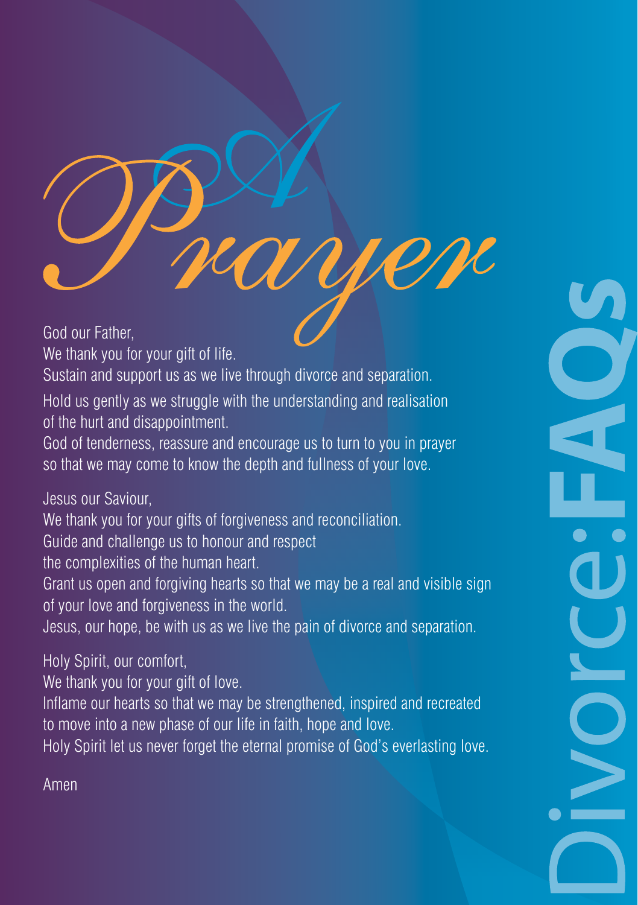# A Prayer

God our Father,
We thank you for your gift of life.
Sustain and support us as we live through divorce and separation.
Hold us gently as we struggle with the understanding and realisation of the hurt and disappointment.
God of tenderness, reassure and encourage us to turn to you in prayer so that we may come to know the depth and fullness of your love.

Jesus our Saviour,
We thank you for your gifts of forgiveness and reconciliation.
Guide and challenge us to honour and respect the complexities of the human heart.
Grant us open and forgiving hearts so that we may be a real and visible sign of your love and forgiveness in the world.
Jesus, our hope, be with us as we live the pain of divorce and separation.

Holy Spirit, our comfort,
We thank you for your gift of love.
Inflame our hearts so that we may be strengthened, inspired and recreated to move into a new phase of our life in faith, hope and love.
Holy Spirit let us never forget the eternal promise of God's everlasting love.

Amen